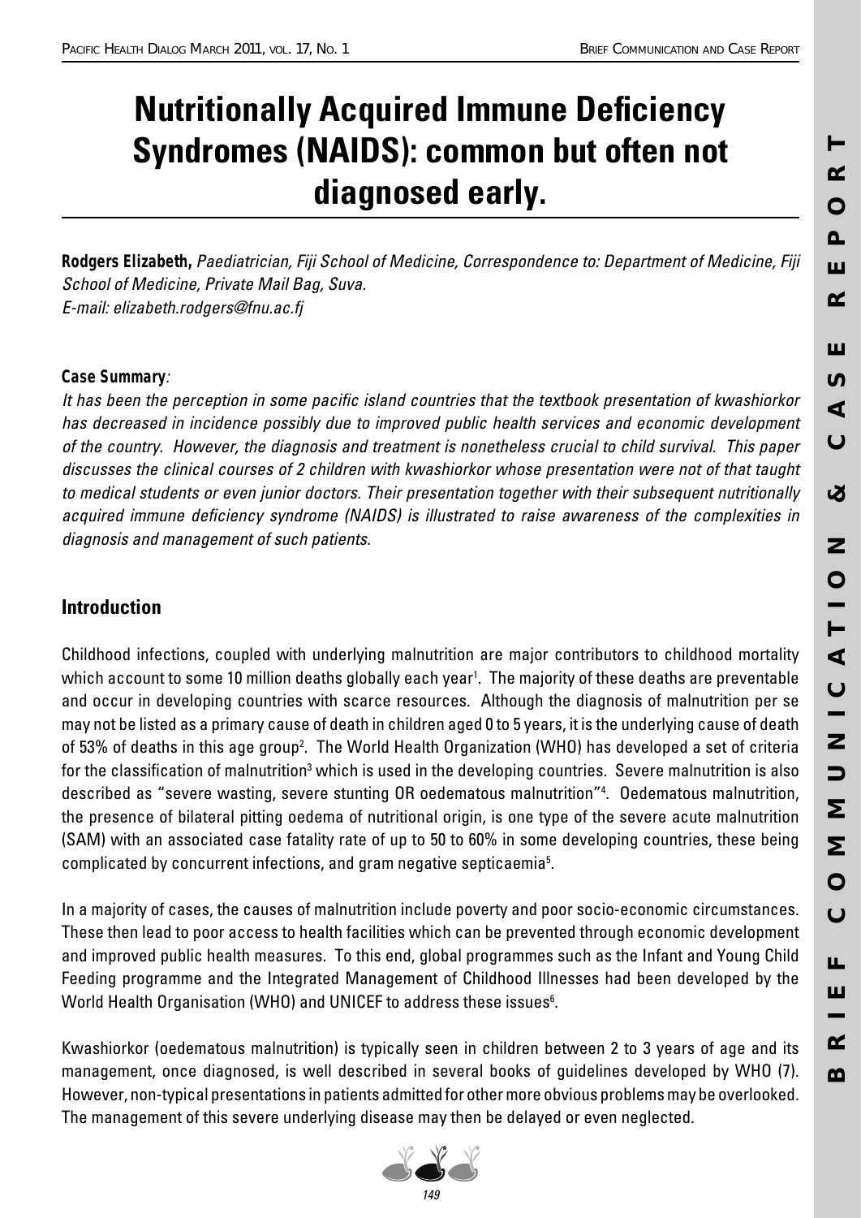# Nutritionally Acquired Immune Deficiency Syndromes (NAIDS): common but often not diagnosed early.

**Rodgers Elizabeth,** *Paediatrician, Fiji School of Medicine, Correspondence to: Department of Medicine, Fiji School of Medicine, Private Mail Bag, Suva.*
*E-mail: elizabeth.rodgers@fnu.ac.fj*

***Case Summary**:*

*It has been the perception in some pacific island countries that the textbook presentation of kwashiorkor has decreased in incidence possibly due to improved public health services and economic development of the country. However, the diagnosis and treatment is nonetheless crucial to child survival. This paper discusses the clinical courses of 2 children with kwashiorkor whose presentation were not of that taught to medical students or even junior doctors. Their presentation together with their subsequent nutritionally acquired immune deficiency syndrome (NAIDS) is illustrated to raise awareness of the complexities in diagnosis and management of such patients.*

## Introduction

Childhood infections, coupled with underlying malnutrition are major contributors to childhood mortality which account to some 10 million deaths globally each year[1]. The majority of these deaths are preventable and occur in developing countries with scarce resources. Although the diagnosis of malnutrition per se may not be listed as a primary cause of death in children aged 0 to 5 years, it is the underlying cause of death of 53% of deaths in this age group[2]. The World Health Organization (WHO) has developed a set of criteria for the classification of malnutrition[3] which is used in the developing countries. Severe malnutrition is also described as "severe wasting, severe stunting OR oedematous malnutrition"[4]. Oedematous malnutrition, the presence of bilateral pitting oedema of nutritional origin, is one type of the severe acute malnutrition (SAM) with an associated case fatality rate of up to 50 to 60% in some developing countries, these being complicated by concurrent infections, and gram negative septicaemia[5].

In a majority of cases, the causes of malnutrition include poverty and poor socio-economic circumstances. These then lead to poor access to health facilities which can be prevented through economic development and improved public health measures. To this end, global programmes such as the Infant and Young Child Feeding programme and the Integrated Management of Childhood Illnesses had been developed by the World Health Organisation (WHO) and UNICEF to address these issues[6].

Kwashiorkor (oedematous malnutrition) is typically seen in children between 2 to 3 years of age and its management, once diagnosed, is well described in several books of guidelines developed by WHO (7). However, non-typical presentations in patients admitted for other more obvious problems may be overlooked. The management of this severe underlying disease may then be delayed or even neglected.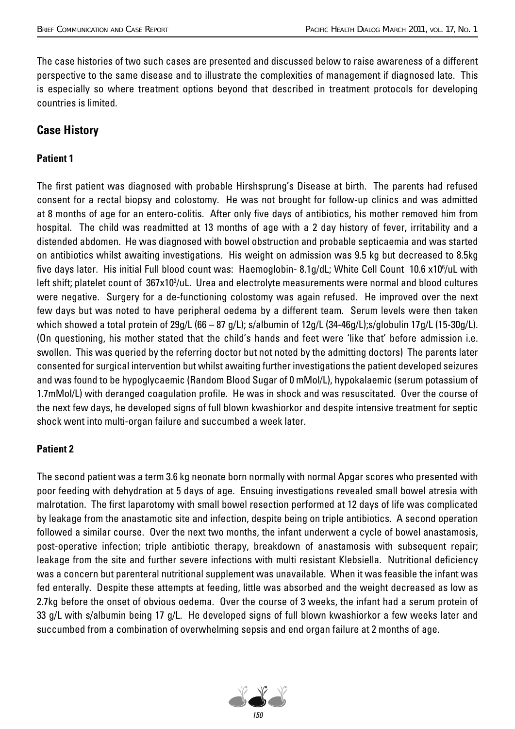The case histories of two such cases are presented and discussed below to raise awareness of a different perspective to the same disease and to illustrate the complexities of management if diagnosed late. This is especially so where treatment options beyond that described in treatment protocols for developing countries is limited.

## Case History

### Patient 1

The first patient was diagnosed with probable Hirshsprung's Disease at birth. The parents had refused consent for a rectal biopsy and colostomy. He was not brought for follow-up clinics and was admitted at 8 months of age for an entero-colitis. After only five days of antibiotics, his mother removed him from hospital. The child was readmitted at 13 months of age with a 2 day history of fever, irritability and a distended abdomen. He was diagnosed with bowel obstruction and probable septicaemia and was started on antibiotics whilst awaiting investigations. His weight on admission was 9.5 kg but decreased to 8.5kg five days later. His initial Full blood count was: Haemoglobin- 8.1g/dL; White Cell Count 10.6 x$10^6$/uL with left shift; platelet count of 367x$10^3$/uL. Urea and electrolyte measurements were normal and blood cultures were negative. Surgery for a de-functioning colostomy was again refused. He improved over the next few days but was noted to have peripheral oedema by a different team. Serum levels were then taken which showed a total protein of 29g/L (66 – 87 g/L); s/albumin of 12g/L (34-46g/L);s/globulin 17g/L (15-30g/L). (On questioning, his mother stated that the child's hands and feet were 'like that' before admission i.e. swollen. This was queried by the referring doctor but not noted by the admitting doctors) The parents later consented for surgical intervention but whilst awaiting further investigations the patient developed seizures and was found to be hypoglycaemic (Random Blood Sugar of 0 mMol/L), hypokalaemic (serum potassium of 1.7mMol/L) with deranged coagulation profile. He was in shock and was resuscitated. Over the course of the next few days, he developed signs of full blown kwashiorkor and despite intensive treatment for septic shock went into multi-organ failure and succumbed a week later.

### Patient 2

The second patient was a term 3.6 kg neonate born normally with normal Apgar scores who presented with poor feeding with dehydration at 5 days of age. Ensuing investigations revealed small bowel atresia with malrotation. The first laparotomy with small bowel resection performed at 12 days of life was complicated by leakage from the anastamotic site and infection, despite being on triple antibiotics. A second operation followed a similar course. Over the next two months, the infant underwent a cycle of bowel anastamosis, post-operative infection; triple antibiotic therapy, breakdown of anastamosis with subsequent repair; leakage from the site and further severe infections with multi resistant Klebsiella. Nutritional deficiency was a concern but parenteral nutritional supplement was unavailable. When it was feasible the infant was fed enterally. Despite these attempts at feeding, little was absorbed and the weight decreased as low as 2.7kg before the onset of obvious oedema. Over the course of 3 weeks, the infant had a serum protein of 33 g/L with s/albumin being 17 g/L. He developed signs of full blown kwashiorkor a few weeks later and succumbed from a combination of overwhelming sepsis and end organ failure at 2 months of age.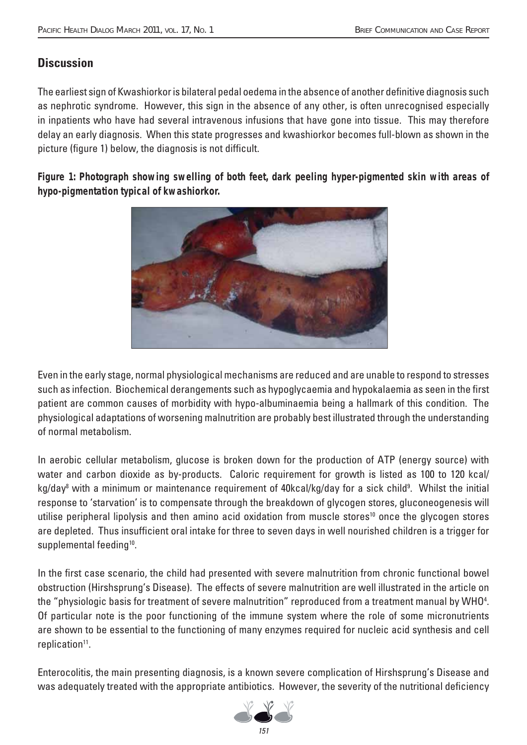## Discussion

The earliest sign of Kwashiorkor is bilateral pedal oedema in the absence of another definitive diagnosis such as nephrotic syndrome. However, this sign in the absence of any other, is often unrecognised especially in inpatients who have had several intravenous infusions that have gone into tissue. This may therefore delay an early diagnosis. When this state progresses and kwashiorkor becomes full-blown as shown in the picture (figure 1) below, the diagnosis is not difficult.

**Figure 1: Photograph showing swelling of both feet, dark peeling hyper-pigmented skin with areas of hypo-pigmentation typical of kwashiorkor.**

Even in the early stage, normal physiological mechanisms are reduced and are unable to respond to stresses such as infection. Biochemical derangements such as hypoglycaemia and hypokalaemia as seen in the first patient are common causes of morbidity with hypo-albuminaemia being a hallmark of this condition. The physiological adaptations of worsening malnutrition are probably best illustrated through the understanding of normal metabolism.

In aerobic cellular metabolism, glucose is broken down for the production of ATP (energy source) with water and carbon dioxide as by-products. Caloric requirement for growth is listed as 100 to 120 kcal/kg/day[8] with a minimum or maintenance requirement of 40kcal/kg/day for a sick child[9]. Whilst the initial response to 'starvation' is to compensate through the breakdown of glycogen stores, gluconeogenesis will utilise peripheral lipolysis and then amino acid oxidation from muscle stores[10] once the glycogen stores are depleted. Thus insufficient oral intake for three to seven days in well nourished children is a trigger for supplemental feeding[10].

In the first case scenario, the child had presented with severe malnutrition from chronic functional bowel obstruction (Hirshsprung's Disease). The effects of severe malnutrition are well illustrated in the article on the "physiologic basis for treatment of severe malnutrition" reproduced from a treatment manual by WHO[4]. Of particular note is the poor functioning of the immune system where the role of some micronutrients are shown to be essential to the functioning of many enzymes required for nucleic acid synthesis and cell replication[11].

Enterocolitis, the main presenting diagnosis, is a known severe complication of Hirshsprung's Disease and was adequately treated with the appropriate antibiotics. However, the severity of the nutritional deficiency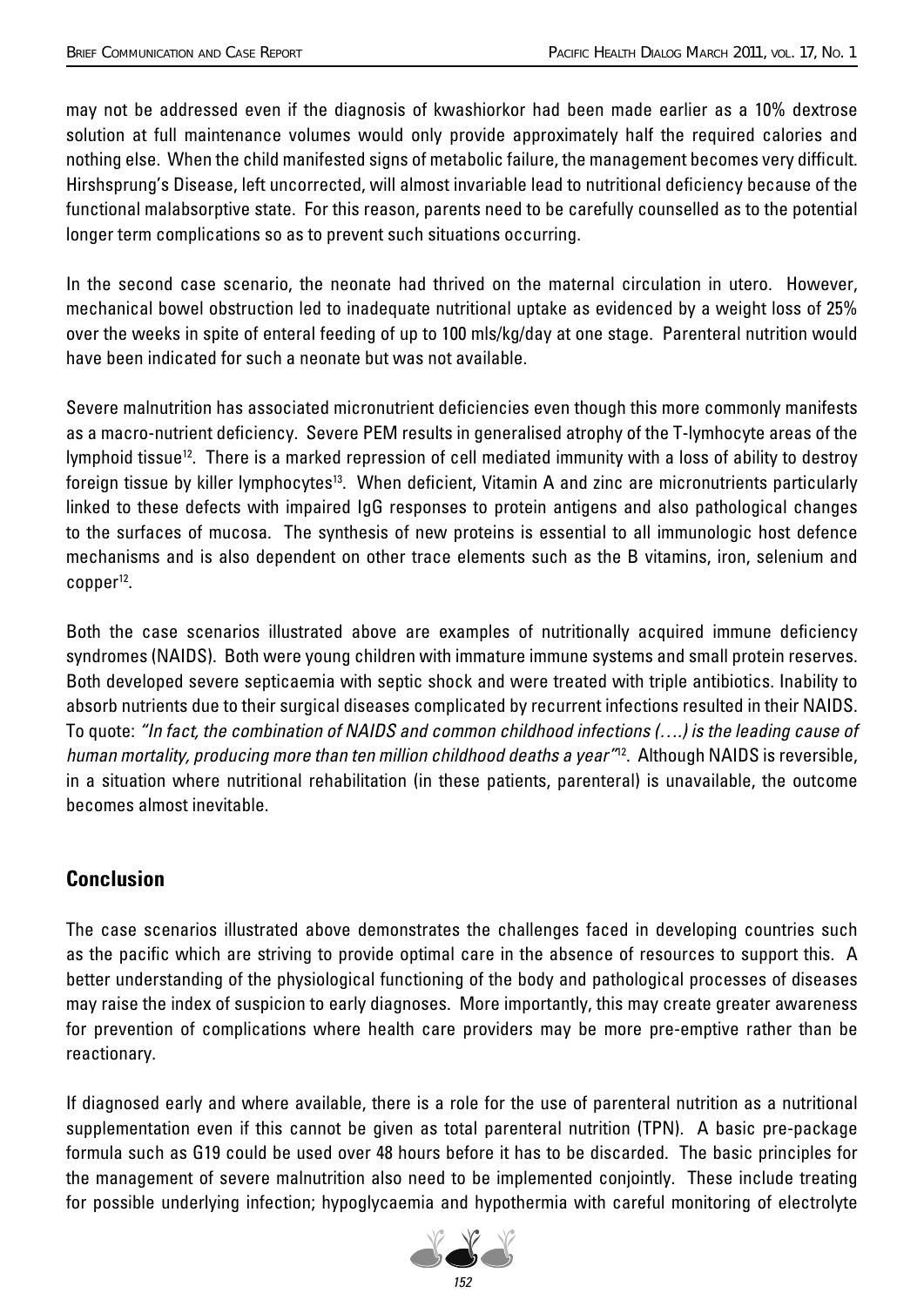may not be addressed even if the diagnosis of kwashiorkor had been made earlier as a 10% dextrose solution at full maintenance volumes would only provide approximately half the required calories and nothing else. When the child manifested signs of metabolic failure, the management becomes very difficult. Hirshsprung's Disease, left uncorrected, will almost invariable lead to nutritional deficiency because of the functional malabsorptive state. For this reason, parents need to be carefully counselled as to the potential longer term complications so as to prevent such situations occurring.

In the second case scenario, the neonate had thrived on the maternal circulation in utero. However, mechanical bowel obstruction led to inadequate nutritional uptake as evidenced by a weight loss of 25% over the weeks in spite of enteral feeding of up to 100 mls/kg/day at one stage. Parenteral nutrition would have been indicated for such a neonate but was not available.

Severe malnutrition has associated micronutrient deficiencies even though this more commonly manifests as a macro-nutrient deficiency. Severe PEM results in generalised atrophy of the T-lymhocyte areas of the lymphoid tissue[12]. There is a marked repression of cell mediated immunity with a loss of ability to destroy foreign tissue by killer lymphocytes[13]. When deficient, Vitamin A and zinc are micronutrients particularly linked to these defects with impaired IgG responses to protein antigens and also pathological changes to the surfaces of mucosa. The synthesis of new proteins is essential to all immunologic host defence mechanisms and is also dependent on other trace elements such as the B vitamins, iron, selenium and copper[12].

Both the case scenarios illustrated above are examples of nutritionally acquired immune deficiency syndromes (NAIDS). Both were young children with immature immune systems and small protein reserves. Both developed severe septicaemia with septic shock and were treated with triple antibiotics. Inability to absorb nutrients due to their surgical diseases complicated by recurrent infections resulted in their NAIDS. To quote: *"In fact, the combination of NAIDS and common childhood infections (….) is the leading cause of human mortality, producing more than ten million childhood deaths a year"*[12]. Although NAIDS is reversible, in a situation where nutritional rehabilitation (in these patients, parenteral) is unavailable, the outcome becomes almost inevitable.

## Conclusion

The case scenarios illustrated above demonstrates the challenges faced in developing countries such as the pacific which are striving to provide optimal care in the absence of resources to support this. A better understanding of the physiological functioning of the body and pathological processes of diseases may raise the index of suspicion to early diagnoses. More importantly, this may create greater awareness for prevention of complications where health care providers may be more pre-emptive rather than be reactionary.

If diagnosed early and where available, there is a role for the use of parenteral nutrition as a nutritional supplementation even if this cannot be given as total parenteral nutrition (TPN). A basic pre-package formula such as G19 could be used over 48 hours before it has to be discarded. The basic principles for the management of severe malnutrition also need to be implemented conjointly. These include treating for possible underlying infection; hypoglycaemia and hypothermia with careful monitoring of electrolyte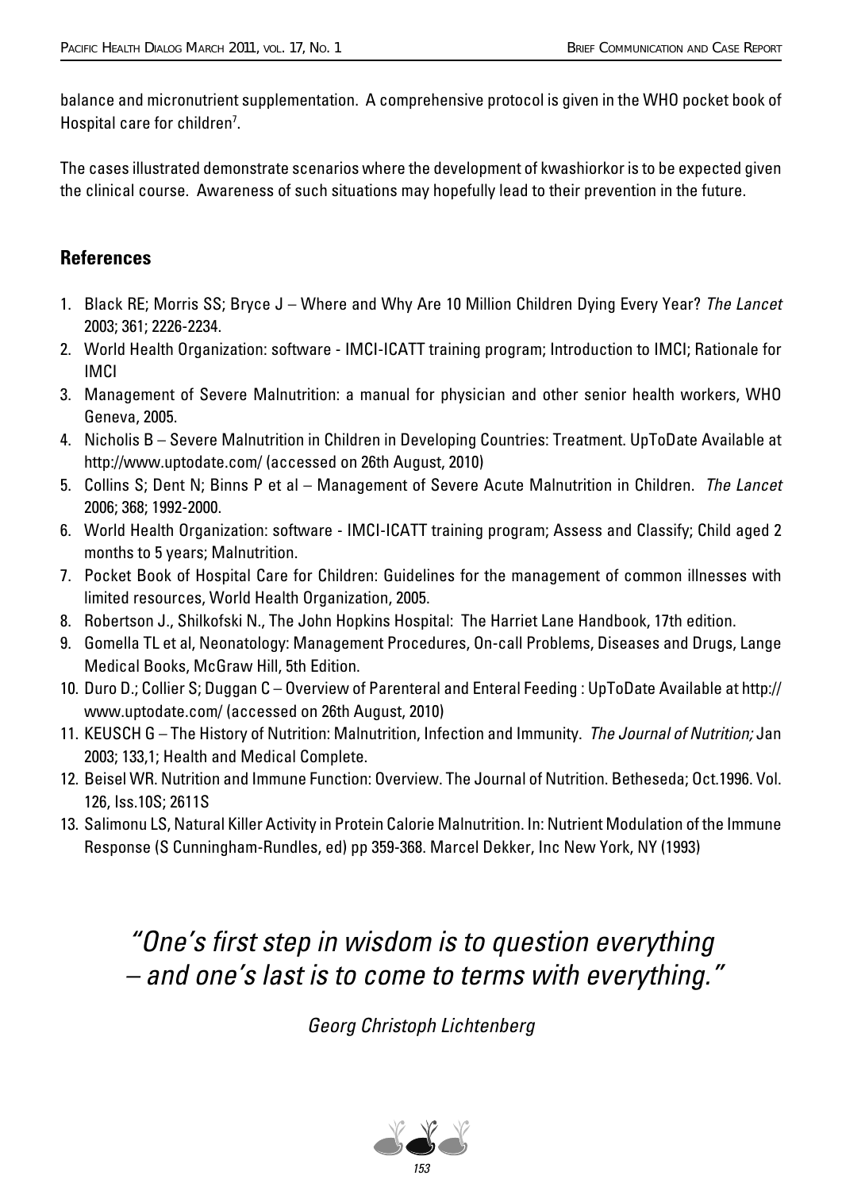balance and micronutrient supplementation. A comprehensive protocol is given in the WHO pocket book of Hospital care for children[7].

The cases illustrated demonstrate scenarios where the development of kwashiorkor is to be expected given the clinical course. Awareness of such situations may hopefully lead to their prevention in the future.

## References

1. Black RE; Morris SS; Bryce J – Where and Why Are 10 Million Children Dying Every Year? *The Lancet* 2003; 361; 2226-2234.
2. World Health Organization: software - IMCI-ICATT training program; Introduction to IMCI; Rationale for IMCI
3. Management of Severe Malnutrition: a manual for physician and other senior health workers, WHO Geneva, 2005.
4. Nicholis B – Severe Malnutrition in Children in Developing Countries: Treatment. UpToDate Available at http://www.uptodate.com/ (accessed on 26th August, 2010)
5. Collins S; Dent N; Binns P et al – Management of Severe Acute Malnutrition in Children. *The Lancet* 2006; 368; 1992-2000.
6. World Health Organization: software - IMCI-ICATT training program; Assess and Classify; Child aged 2 months to 5 years; Malnutrition.
7. Pocket Book of Hospital Care for Children: Guidelines for the management of common illnesses with limited resources, World Health Organization, 2005.
8. Robertson J., Shilkofski N., The John Hopkins Hospital: The Harriet Lane Handbook, 17th edition.
9. Gomella TL et al, Neonatology: Management Procedures, On-call Problems, Diseases and Drugs, Lange Medical Books, McGraw Hill, 5th Edition.
10. Duro D.; Collier S; Duggan C – Overview of Parenteral and Enteral Feeding : UpToDate Available at http://www.uptodate.com/ (accessed on 26th August, 2010)
11. KEUSCH G – The History of Nutrition: Malnutrition, Infection and Immunity. *The Journal of Nutrition;* Jan 2003; 133,1; Health and Medical Complete.
12. Beisel WR. Nutrition and Immune Function: Overview. The Journal of Nutrition. Betheseda; Oct.1996. Vol. 126, Iss.10S; 2611S
13. Salimonu LS, Natural Killer Activity in Protein Calorie Malnutrition. In: Nutrient Modulation of the Immune Response (S Cunningham-Rundles, ed) pp 359-368. Marcel Dekker, Inc New York, NY (1993)

*"One's first step in wisdom is to question everything – and one's last is to come to terms with everything."*

*Georg Christoph Lichtenberg*